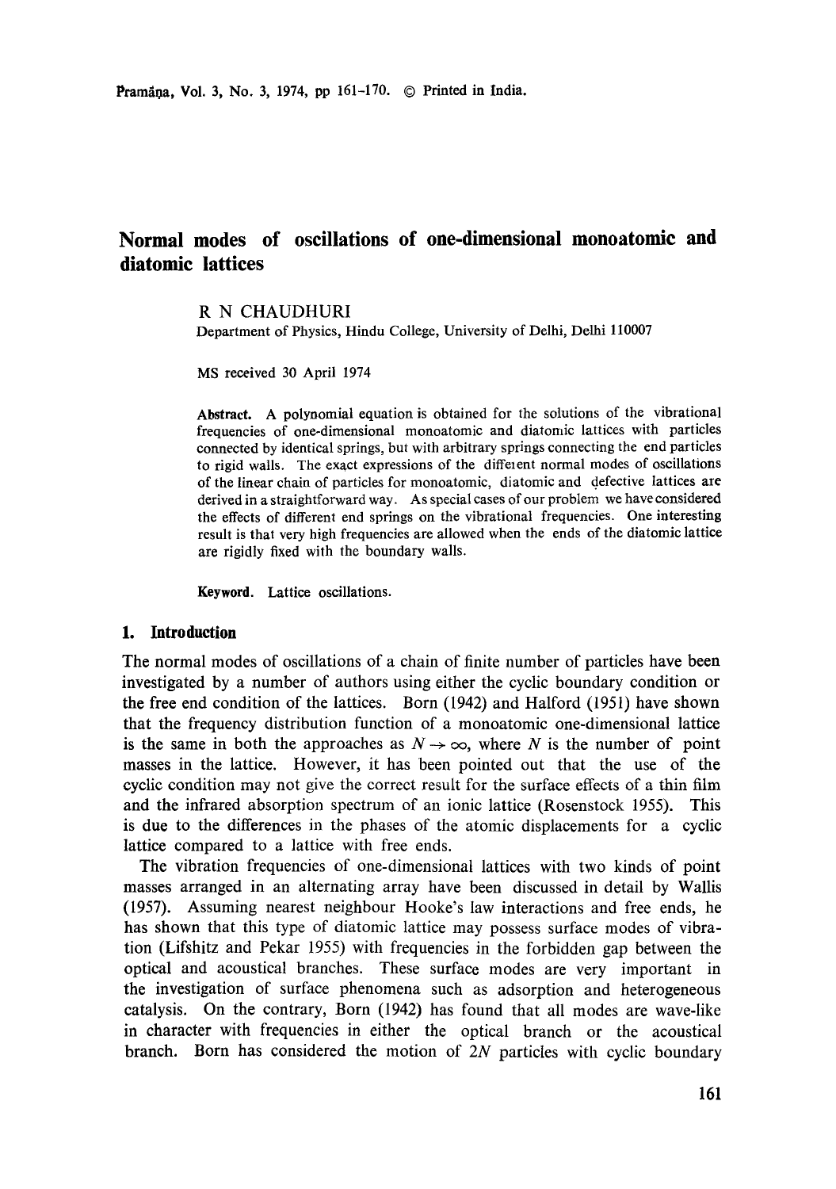# Normal modes of oscillations of one-dimensional monoatomic and diatomic lattices

R N CHAUDHURI

Department of Physics, Hindu College, University of Delhi, Delhi 110007

MS received 30 April 1974

**Abstract.** A polynomial equation is obtained for the solutions of the vibrational frequencies of one-dimensional monoatomic and diatomic lattices with particles connected by identical springs, but with arbitrary springs connecting the end particles to rigid walls. The exact expressions of the different normal modes of oscillations of the linear chain of particles for monoatomic, diatomic and defective lattices are derived in a straightforward way. As special cases of our problem we have considered the effects of different end springs on the vibrational frequencies. One interesting result is that very high frequencies are allowed when the ends of the diatomic lattice are rigidly fixed with the boundary walls.

**Keyword.** Lattice oscillations.

## 1. Introduction

The normal modes of oscillations of a chain of finite number of particles have been investigated by a number of authors using either the cyclic boundary condition or the free end condition of the lattices. Born (1942) and Halford (1951) have shown that the frequency distribution function of a monoatomic one-dimensional lattice is the same in both the approaches as $N \to \infty$, where $N$ is the number of point masses in the lattice. However, it has been pointed out that the use of the cyclic condition may not give the correct result for the surface effects of a thin film and the infrared absorption spectrum of an ionic lattice (Rosenstock 1955). This is due to the differences in the phases of the atomic displacements for a cyclic lattice compared to a lattice with free ends.

The vibration frequencies of one-dimensional lattices with two kinds of point masses arranged in an alternating array have been discussed in detail by Wallis (1957). Assuming nearest neighbour Hooke's law interactions and free ends, he has shown that this type of diatomic lattice may possess surface modes of vibration (Lifshitz and Pekar 1955) with frequencies in the forbidden gap between the optical and acoustical branches. These surface modes are very important in the investigation of surface phenomena such as adsorption and heterogeneous catalysis. On the contrary, Born (1942) has found that all modes are wave-like in character with frequencies in either the optical branch or the acoustical branch. Born has considered the motion of $2N$ particles with cyclic boundary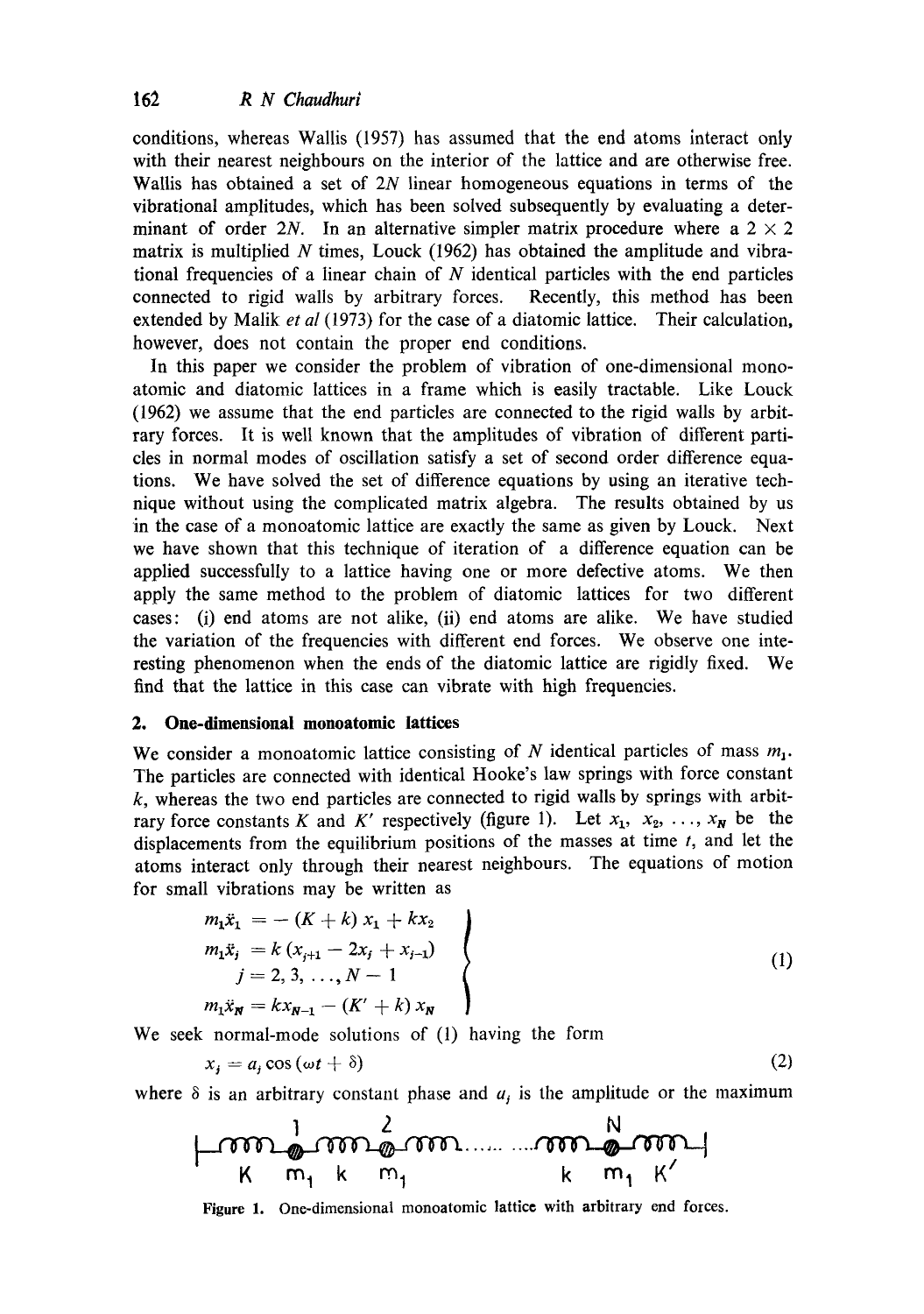conditions, whereas Wallis (1957) has assumed that the end atoms interact only with their nearest neighbours on the interior of the lattice and are otherwise free. Wallis has obtained a set of $2N$ linear homogeneous equations in terms of the vibrational amplitudes, which has been solved subsequently by evaluating a determinant of order $2N$. In an alternative simpler matrix procedure where a $2 \times 2$ matrix is multiplied $N$ times, Louck (1962) has obtained the amplitude and vibrational frequencies of a linear chain of $N$ identical particles with the end particles connected to rigid walls by arbitrary forces. Recently, this method has been extended by Malik *et al* (1973) for the case of a diatomic lattice. Their calculation, however, does not contain the proper end conditions.

In this paper we consider the problem of vibration of one-dimensional monoatomic and diatomic lattices in a frame which is easily tractable. Like Louck (1962) we assume that the end particles are connected to the rigid walls by arbitrary forces. It is well known that the amplitudes of vibration of different particles in normal modes of oscillation satisfy a set of second order difference equations. We have solved the set of difference equations by using an iterative technique without using the complicated matrix algebra. The results obtained by us in the case of a monoatomic lattice are exactly the same as given by Louck. Next we have shown that this technique of iteration of a difference equation can be applied successfully to a lattice having one or more defective atoms. We then apply the same method to the problem of diatomic lattices for two different cases: (i) end atoms are not alike, (ii) end atoms are alike. We have studied the variation of the frequencies with different end forces. We observe one interesting phenomenon when the ends of the diatomic lattice are rigidly fixed. We find that the lattice in this case can vibrate with high frequencies.

## 2. One-dimensional monoatomic lattices

We consider a monoatomic lattice consisting of $N$ identical particles of mass $m_1$. The particles are connected with identical Hooke's law springs with force constant $k$, whereas the two end particles are connected to rigid walls by springs with arbitrary force constants $K$ and $K'$ respectively (figure 1). Let $x_1, x_2, \ldots, x_N$ be the displacements from the equilibrium positions of the masses at time $t$, and let the atoms interact only through their nearest neighbours. The equations of motion for small vibrations may be written as

$$
\left.
\begin{aligned}
m_1\ddot{x}_1 &= -(K+k)\,x_1 + kx_2 \\
m_1\ddot{x}_j &= k\,(x_{j+1} - 2x_j + x_{j-1}) \\
& \quad j = 2, 3, \ldots, N-1 \\
m_1\ddot{x}_N &= kx_{N-1} - (K'+k)\,x_N
\end{aligned}
\right\} \tag{1}
$$

We seek normal-mode solutions of (1) having the form

$$
x_j = a_j \cos(\omega t + \delta) \tag{2}
$$

where $\delta$ is an arbitrary constant phase and $a_j$ is the amplitude or the maximum

Figure 1. One-dimensional monoatomic lattice with arbitrary end forces.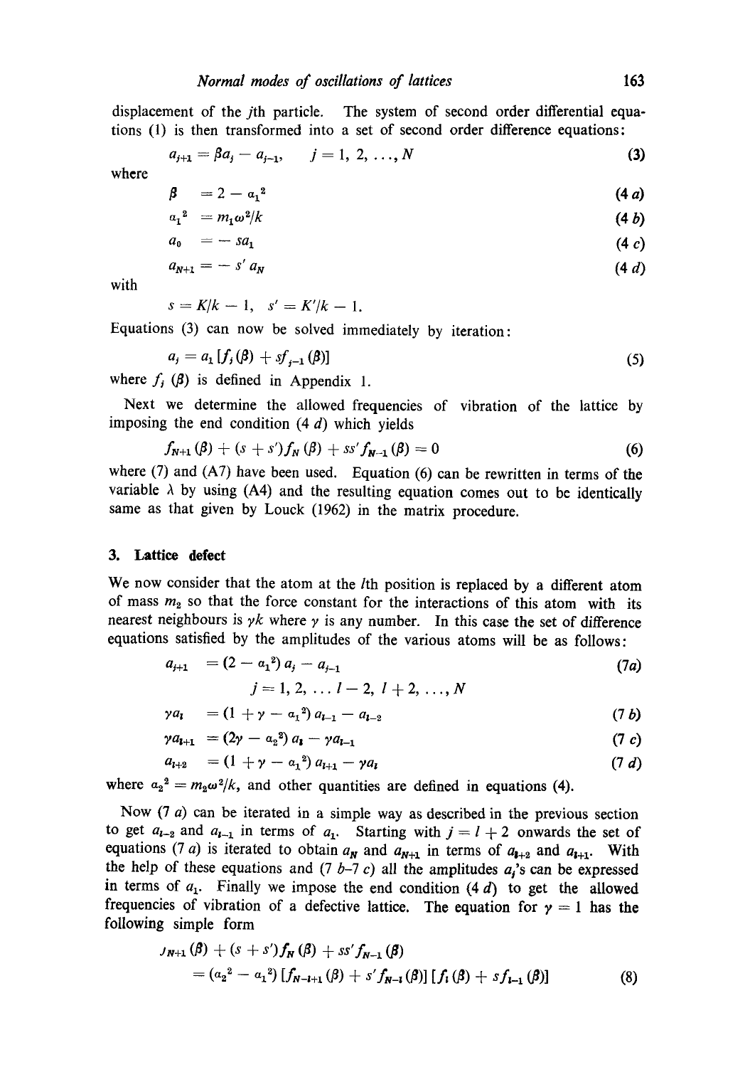displacement of the $j$th particle. The system of second order differential equations (1) is then transformed into a set of second order difference equations:

$$a_{j+1} = \beta a_j - a_{j-1}, \qquad j = 1, 2, \ldots, N \tag{3}$$

where

$$\beta = 2 - \alpha_1^2 \tag{4 a}$$

$$\alpha_1^2 = m_1 \omega^2 / k \tag{4 b}$$

$$a_0 = -s a_1 \tag{4 c}$$

$$a_{N+1} = -s' a_N \tag{4 d}$$

with

$$s = K/k - 1, \quad s' = K'/k - 1.$$

Equations (3) can now be solved immediately by iteration:

$$a_j = a_1 [f_j(\beta) + s f_{j-1}(\beta)] \tag{5}$$

where $f_j(\beta)$ is defined in Appendix 1.

Next we determine the allowed frequencies of vibration of the lattice by imposing the end condition (4 *d*) which yields

$$f_{N+1}(\beta) + (s + s') f_N(\beta) + s s' f_{N-1}(\beta) = 0 \tag{6}$$

where (7) and (A7) have been used. Equation (6) can be rewritten in terms of the variable $\lambda$ by using (A4) and the resulting equation comes out to be identically same as that given by Louck (1962) in the matrix procedure.

## 3. Lattice defect

We now consider that the atom at the $l$th position is replaced by a different atom of mass $m_2$ so that the force constant for the interactions of this atom with its nearest neighbours is $\gamma k$ where $\gamma$ is any number. In this case the set of difference equations satisfied by the amplitudes of the various atoms will be as follows:

$$a_{j+1} = (2 - \alpha_1^2) a_j - a_{j-1} \tag{7a}$$

$$j = 1, 2, \ldots l - 2, \; l + 2, \ldots, N$$

$$\gamma a_l = (1 + \gamma - \alpha_1^2) a_{l-1} - a_{l-2} \tag{7 b}$$

$$\gamma a_{l+1} = (2\gamma - \alpha_2^2) a_l - \gamma a_{l-1} \tag{7 c}$$

$$a_{l+2} = (1 + \gamma - \alpha_1^2) a_{l+1} - \gamma a_l \tag{7 d}$$

where $\alpha_2^2 = m_2 \omega^2 / k$, and other quantities are defined in equations (4).

Now (7 *a*) can be iterated in a simple way as described in the previous section to get $a_{l-2}$ and $a_{l-1}$ in terms of $a_1$. Starting with $j = l + 2$ onwards the set of equations (7 *a*) is iterated to obtain $a_N$ and $a_{N+1}$ in terms of $a_{l+2}$ and $a_{l+1}$. With the help of these equations and (7 *b*–7 *c*) all the amplitudes $a_j$'s can be expressed in terms of $a_1$. Finally we impose the end condition (4 *d*) to get the allowed frequencies of vibration of a defective lattice. The equation for $\gamma = 1$ has the following simple form

$$f_{N+1}(\beta) + (s + s') f_N(\beta) + s s' f_{N-1}(\beta)$$
$$= (\alpha_2^2 - \alpha_1^2) [f_{N-l+1}(\beta) + s' f_{N-l}(\beta)] [f_l(\beta) + s f_{l-1}(\beta)] \tag{8}$$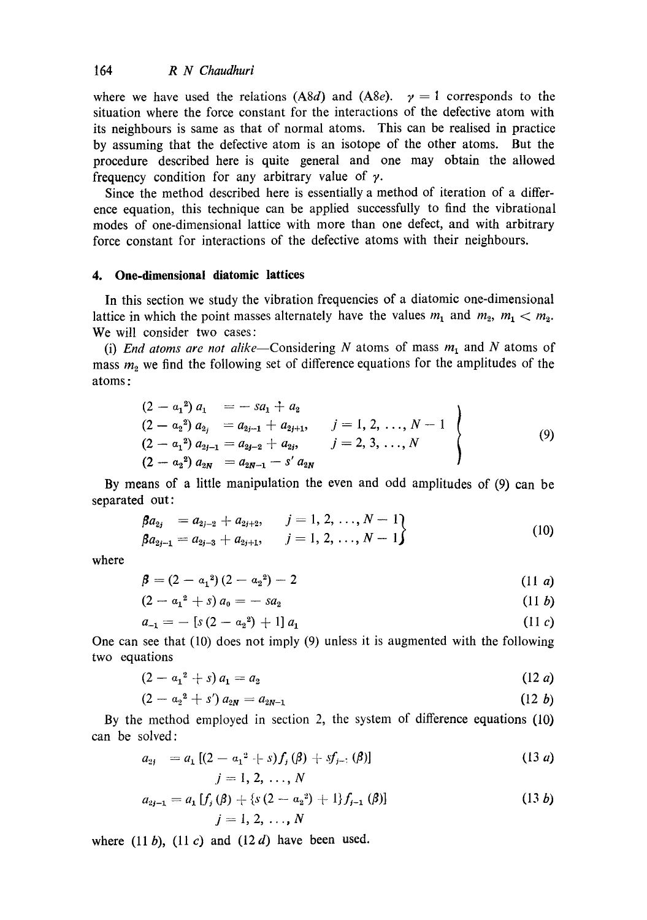where we have used the relations (A8*d*) and (A8*e*). $\gamma = 1$ corresponds to the situation where the force constant for the interactions of the defective atom with its neighbours is same as that of normal atoms. This can be realised in practice by assuming that the defective atom is an isotope of the other atoms. But the procedure described here is quite general and one may obtain the allowed frequency condition for any arbitrary value of $\gamma$.

Since the method described here is essentially a method of iteration of a difference equation, this technique can be applied successfully to find the vibrational modes of one-dimensional lattice with more than one defect, and with arbitrary force constant for interactions of the defective atoms with their neighbours.

## 4. One-dimensional diatomic lattices

In this section we study the vibration frequencies of a diatomic one-dimensional lattice in which the point masses alternately have the values $m_1$ and $m_2$, $m_1 < m_2$. We will consider two cases:

(i) *End atoms are not alike*—Considering $N$ atoms of mass $m_1$ and $N$ atoms of mass $m_2$ we find the following set of difference equations for the amplitudes of the atoms:

$$\left.\begin{array}{lll}(2 - \alpha_1^2)\, a_1 & = - s a_1 + a_2 & \\ (2 - \alpha_2^2)\, a_{2j} & = a_{2j-1} + a_{2j+1}, & j = 1, 2, \ldots, N-1 \\ (2 - \alpha_1^2)\, a_{2j-1} & = a_{2j-2} + a_{2j}, & j = 2, 3, \ldots, N \\ (2 - \alpha_2^2)\, a_{2N} & = a_{2N-1} - s'\, a_{2N} & \end{array}\right\} \tag{9}$$

By means of a little manipulation the even and odd amplitudes of (9) can be separated out:

$$\left.\begin{array}{lll}\beta a_{2j} & = a_{2j-2} + a_{2j+2}, & j = 1, 2, \ldots, N-1 \\ \beta a_{2j-1} & = a_{2j-3} + a_{2j+1}, & j = 1, 2, \ldots, N-1\end{array}\right\} \tag{10}$$

where

$$\beta = (2 - \alpha_1^2)(2 - \alpha_2^2) - 2 \tag{11 a}$$

$$(2 - \alpha_1^2 + s)\, a_0 = - s a_2 \tag{11 b}$$

$$a_{-1} = - [s(2 - \alpha_2^2) + 1]\, a_1 \tag{11 c}$$

One can see that (10) does not imply (9) unless it is augmented with the following two equations

$$(2 - \alpha_1^2 + s)\, a_1 = a_2 \tag{12 a}$$

$$(2 - \alpha_2^2 + s')\, a_{2N} = a_{2N-1} \tag{12 b}$$

By the method employed in section 2, the system of difference equations (10) can be solved:

$$a_{2j} = a_1 [(2 - \alpha_1^2 + s) f_j(\beta) + s f_{j-1}(\beta)] \tag{13 a}$$

$$j = 1, 2, \ldots, N$$

$$a_{2j-1} = a_1 [f_j(\beta) + \{s(2 - \alpha_2^2) + 1\} f_{j-1}(\beta)] \tag{13 b}$$

$$j = 1, 2, \ldots, N$$

where (11 *b*), (11 *c*) and (12 *d*) have been used.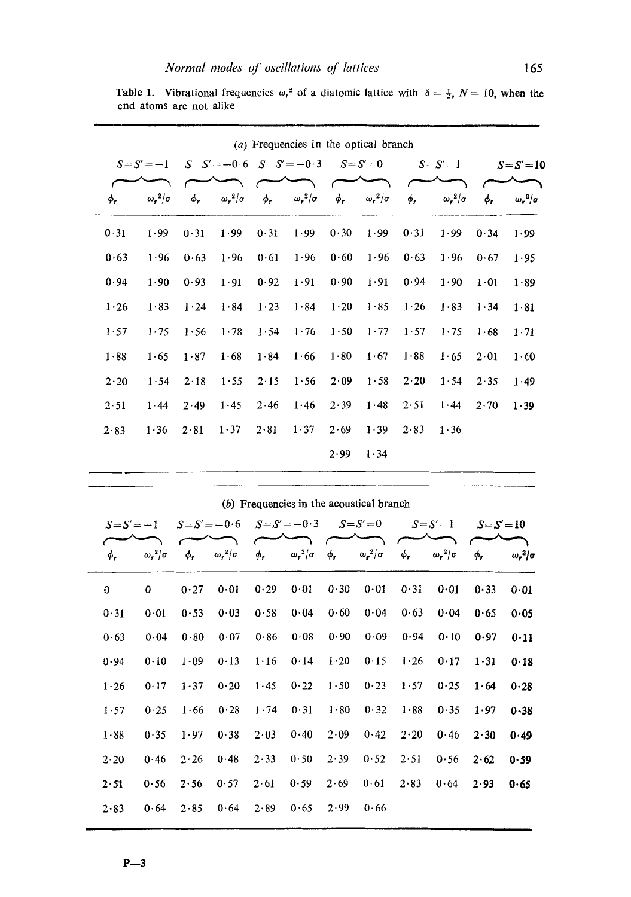**Table 1.** Vibrational frequencies $\omega_r^2$ of a diatomic lattice with $\delta = \frac{1}{2}$, $N = 10$, when the end atoms are not alike

(a) Frequencies in the optical branch

| $S=S'=-1$ | | $S=S'=-0\cdot6$ | | $S=S'=-0\cdot3$ | | $S=S'=0$ | | $S=S'=1$ | | $S=S'=10$ | |
|---|---|---|---|---|---|---|---|---|---|---|---|
| $\phi_r$ | $\omega_r^2/\sigma$ | $\phi_r$ | $\omega_r^2/\sigma$ | $\phi_r$ | $\omega_r^2/\sigma$ | $\phi_r$ | $\omega_r^2/\sigma$ | $\phi_r$ | $\omega_r^2/\sigma$ | $\phi_r$ | $\omega_r^2/\sigma$ |
| 0·31 | 1·99 | 0·31 | 1·99 | 0·31 | 1·99 | 0·30 | 1·99 | 0·31 | 1·99 | 0·34 | 1·99 |
| 0·63 | 1·96 | 0·63 | 1·96 | 0·61 | 1·96 | 0·60 | 1·96 | 0·63 | 1·96 | 0·67 | 1·95 |
| 0·94 | 1·90 | 0·93 | 1·91 | 0·92 | 1·91 | 0·90 | 1·91 | 0·94 | 1·90 | 1·01 | 1·89 |
| 1·26 | 1·83 | 1·24 | 1·84 | 1·23 | 1·84 | 1·20 | 1·85 | 1·26 | 1·83 | 1·34 | 1·81 |
| 1·57 | 1·75 | 1·56 | 1·78 | 1·54 | 1·76 | 1·50 | 1·77 | 1·57 | 1·75 | 1·68 | 1·71 |
| 1·88 | 1·65 | 1·87 | 1·68 | 1·84 | 1·66 | 1·80 | 1·67 | 1·88 | 1·65 | 2·01 | 1·60 |
| 2·20 | 1·54 | 2·18 | 1·55 | 2·15 | 1·56 | 2·09 | 1·58 | 2·20 | 1·54 | 2·35 | 1·49 |
| 2·51 | 1·44 | 2·49 | 1·45 | 2·46 | 1·46 | 2·39 | 1·48 | 2·51 | 1·44 | 2·70 | 1·39 |
| 2·83 | 1·36 | 2·81 | 1·37 | 2·81 | 1·37 | 2·69 | 1·39 | 2·83 | 1·36 | | |
| | | | | | | 2·99 | 1·34 | | | | |

(b) Frequencies in the acoustical branch

| $S=S'=-1$ | | $S=S'=-0\cdot6$ | | $S=S'=-0\cdot3$ | | $S=S'=0$ | | $S=S'=1$ | | $S=S'=10$ | |
|---|---|---|---|---|---|---|---|---|---|---|---|
| $\phi_r$ | $\omega_r^2/\sigma$ | $\phi_r$ | $\omega_r^2/\sigma$ | $\phi_r$ | $\omega_r^2/\sigma$ | $\phi_r$ | $\omega_r^2/\sigma$ | $\phi_r$ | $\omega_r^2/\sigma$ | $\phi_r$ | $\omega_r^2/\sigma$ |
| 0 | 0 | 0·27 | 0·01 | 0·29 | 0·01 | 0·30 | 0·01 | 0·31 | 0·01 | 0·33 | 0·01 |
| 0·31 | 0·01 | 0·53 | 0·03 | 0·58 | 0·04 | 0·60 | 0·04 | 0·63 | 0·04 | 0·65 | 0·05 |
| 0·63 | 0·04 | 0·80 | 0·07 | 0·86 | 0·08 | 0·90 | 0·09 | 0·94 | 0·10 | 0·97 | 0·11 |
| 0·94 | 0·10 | 1·09 | 0·13 | 1·16 | 0·14 | 1·20 | 0·15 | 1·26 | 0·17 | 1·31 | 0·18 |
| 1·26 | 0·17 | 1·37 | 0·20 | 1·45 | 0·22 | 1·50 | 0·23 | 1·57 | 0·25 | 1·64 | 0·28 |
| 1·57 | 0·25 | 1·66 | 0·28 | 1·74 | 0·31 | 1·80 | 0·32 | 1·88 | 0·35 | 1·97 | 0·38 |
| 1·88 | 0·35 | 1·97 | 0·38 | 2·03 | 0·40 | 2·09 | 0·42 | 2·20 | 0·46 | 2·30 | 0·49 |
| 2·20 | 0·46 | 2·26 | 0·48 | 2·33 | 0·50 | 2·39 | 0·52 | 2·51 | 0·56 | 2·62 | 0·59 |
| 2·51 | 0·56 | 2·56 | 0·57 | 2·61 | 0·59 | 2·69 | 0·61 | 2·83 | 0·64 | 2·93 | 0·65 |
| 2·83 | 0·64 | 2·85 | 0·64 | 2·89 | 0·65 | 2·99 | 0·66 | | | | |

P—3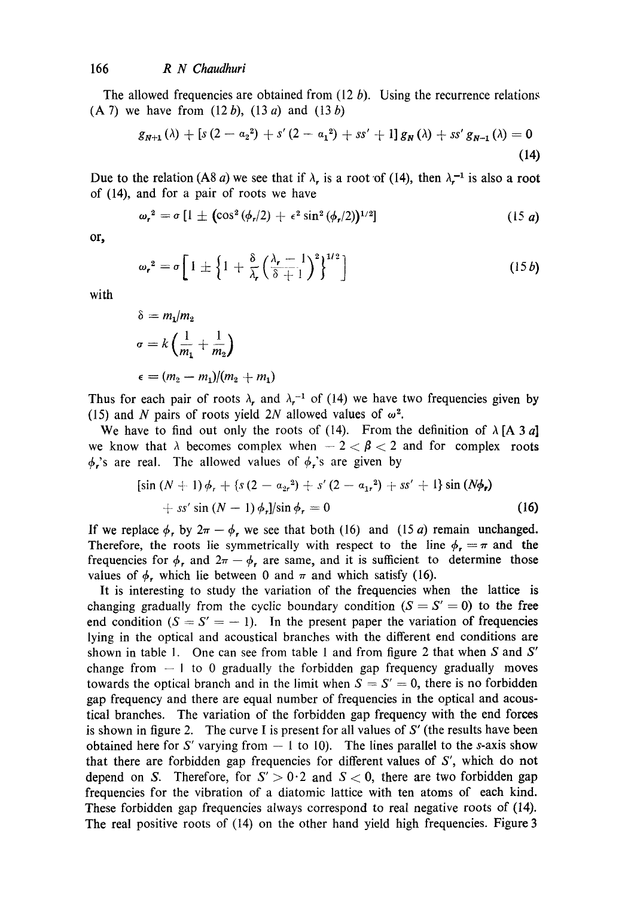The allowed frequencies are obtained from (12 *b*). Using the recurrence relations (A 7) we have from (12 *b*), (13 *a*) and (13 *b*)

$$g_{N+1}(\lambda) + [s(2 - \alpha_2^2) + s'(2 - \alpha_1^2) + ss' + 1]\, g_N(\lambda) + ss'\, g_{N-1}(\lambda) = 0 \tag{14}$$

Due to the relation (A8 *a*) we see that if $\lambda_r$ is a root of (14), then $\lambda_r^{-1}$ is also a root of (14), and for a pair of roots we have

$$\omega_r^2 = \sigma\,[1 \pm (\cos^2(\phi_r/2) + \epsilon^2 \sin^2(\phi_r/2))^{1/2}] \tag{15 a}$$

or,

$$\omega_r^2 = \sigma\left[1 \pm \left\{1 + \frac{\delta}{\lambda_r}\left(\frac{\lambda_r - 1}{\delta + 1}\right)^2\right\}^{1/2}\right] \tag{15 b}$$

with

$$\delta = m_1/m_2$$

$$\sigma = k\left(\frac{1}{m_1} + \frac{1}{m_2}\right)$$

$$\epsilon = (m_2 - m_1)/(m_2 + m_1)$$

Thus for each pair of roots $\lambda_r$ and $\lambda_r^{-1}$ of (14) we have two frequencies given by (15) and $N$ pairs of roots yield $2N$ allowed values of $\omega^2$.

We have to find out only the roots of (14). From the definition of $\lambda$ [A 3 *a*] we know that $\lambda$ becomes complex when $-2 < \beta < 2$ and for complex roots $\phi_r$'s are real. The allowed values of $\phi_r$'s are given by

$$[\sin(N+1)\phi_r + \{s(2 - \alpha_{2r}^2) + s'(2 - \alpha_{1r}^2) + ss' + 1\}\sin(N\phi_r) + ss'\sin(N-1)\phi_r]/\sin\phi_r = 0 \tag{16}$$

If we replace $\phi_r$ by $2\pi - \phi_r$ we see that both (16) and (15 *a*) remain unchanged. Therefore, the roots lie symmetrically with respect to the line $\phi_r = \pi$ and the frequencies for $\phi_r$ and $2\pi - \phi_r$ are same, and it is sufficient to determine those values of $\phi_r$ which lie between 0 and $\pi$ and which satisfy (16).

It is interesting to study the variation of the frequencies when the lattice is changing gradually from the cyclic boundary condition ($S = S' = 0$) to the free end condition ($S = S' = -1$). In the present paper the variation of frequencies lying in the optical and acoustical branches with the different end conditions are shown in table 1. One can see from table 1 and from figure 2 that when $S$ and $S'$ change from $-1$ to 0 gradually the forbidden gap frequency gradually moves towards the optical branch and in the limit when $S = S' = 0$, there is no forbidden gap frequency and there are equal number of frequencies in the optical and acoustical branches. The variation of the forbidden gap frequency with the end forces is shown in figure 2. The curve I is present for all values of $S'$ (the results have been obtained here for $S'$ varying from $-1$ to 10). The lines parallel to the *s*-axis show that there are forbidden gap frequencies for different values of $S'$, which do not depend on $S$. Therefore, for $S' > 0{\cdot}2$ and $S < 0$, there are two forbidden gap frequencies for the vibration of a diatomic lattice with ten atoms of each kind. These forbidden gap frequencies always correspond to real negative roots of (14). The real positive roots of (14) on the other hand yield high frequencies. Figure 3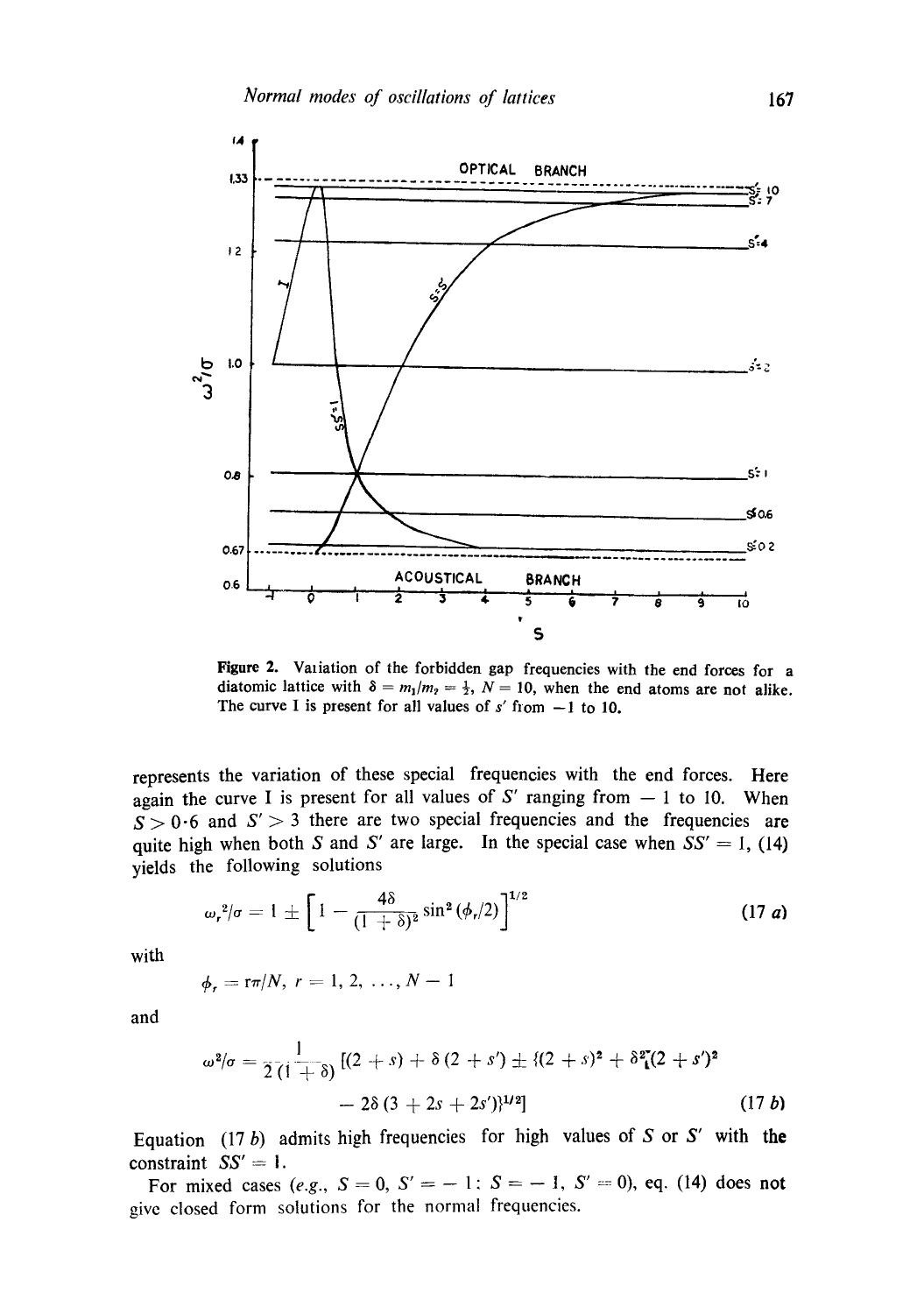Figure 2. Variation of the forbidden gap frequencies with the end forces for a diatomic lattice with $\delta = m_1/m_2 = \frac{1}{2}$, $N = 10$, when the end atoms are not alike. The curve I is present for all values of $s'$ from $-1$ to 10.

represents the variation of these special frequencies with the end forces. Here again the curve I is present for all values of $S'$ ranging from $-1$ to 10. When $S > 0 \cdot 6$ and $S' > 3$ there are two special frequencies and the frequencies are quite high when both $S$ and $S'$ are large. In the special case when $SS' = 1$, (14) yields the following solutions

$$\omega_r^2/\sigma = 1 \pm \left[ 1 - \frac{4\delta}{(1 + \delta)^2} \sin^2 (\phi_r/2) \right]^{1/2} \tag{17 a}$$

with

$$\phi_r = r\pi/N, \; r = 1, 2, \ldots, N - 1$$

and

$$\omega^2/\sigma = \frac{1}{2(1 + \delta)} [(2 + s) + \delta(2 + s') \pm \{(2 + s)^2 + \delta^2(2 + s')^2 - 2\delta(3 + 2s + 2s')\}^{1/2}] \tag{17 b}$$

Equation (17 $b$) admits high frequencies for high values of $S$ or $S'$ with the constraint $SS' = 1$.

For mixed cases (*e.g.*, $S = 0$, $S' = -1$ : $S = -1$, $S' = 0$), eq. (14) does not give closed form solutions for the normal frequencies.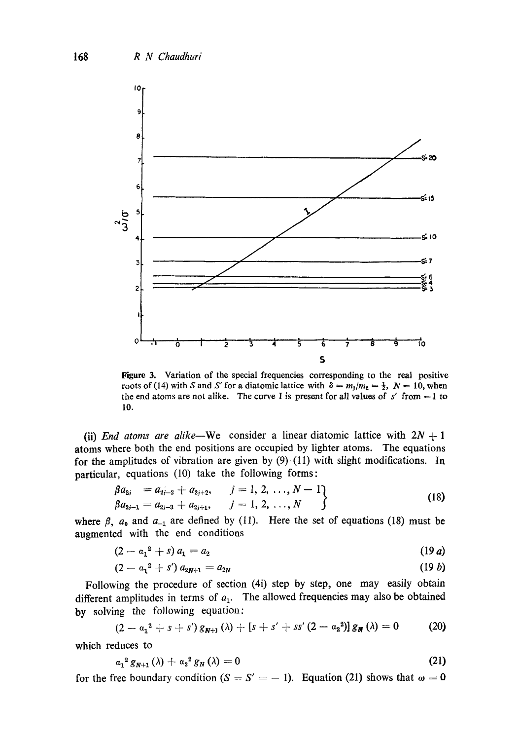Figure 3. Variation of the special frequencies corresponding to the real positive roots of (14) with $S$ and $S'$ for a diatomic lattice with $\delta = m_1/m_2 = \frac{1}{2}$, $N = 10$, when the end atoms are not alike. The curve I is present for all values of $s'$ from $-1$ to 10.

(ii) *End atoms are alike*—We consider a linear diatomic lattice with $2N+1$ atoms where both the end positions are occupied by lighter atoms. The equations for the amplitudes of vibration are given by (9)–(11) with slight modifications. In particular, equations (10) take the following forms:

$$\left.\begin{aligned} \beta a_{2j} &= a_{2j-2} + a_{2j+2}, \quad & j &= 1, 2, \ldots, N-1 \\ \beta a_{2j-1} &= a_{2j-3} + a_{2j+1}, \quad & j &= 1, 2, \ldots, N \end{aligned}\right\} \tag{18}$$

where $\beta$, $a_0$ and $a_{-1}$ are defined by (11). Here the set of equations (18) must be augmented with the end conditions

$$(2 - \alpha_1^2 + s)\, a_1 = a_2 \tag{19 a}$$

$$(2 - \alpha_1^2 + s')\, a_{2N+1} = a_{2N} \tag{19 b}$$

Following the procedure of section (4i) step by step, one may easily obtain different amplitudes in terms of $a_1$. The allowed frequencies may also be obtained by solving the following equation:

$$(2 - \alpha_1^2 + s + s')\, g_{N+1}(\lambda) + [s + s' + ss'(2 - \alpha_2^2)]\, g_N(\lambda) = 0 \tag{20}$$

which reduces to

$$\alpha_1^2\, g_{N+1}(\lambda) + \alpha_2^2\, g_N(\lambda) = 0 \tag{21}$$

for the free boundary condition ($S = S' = -1$). Equation (21) shows that $\omega = 0$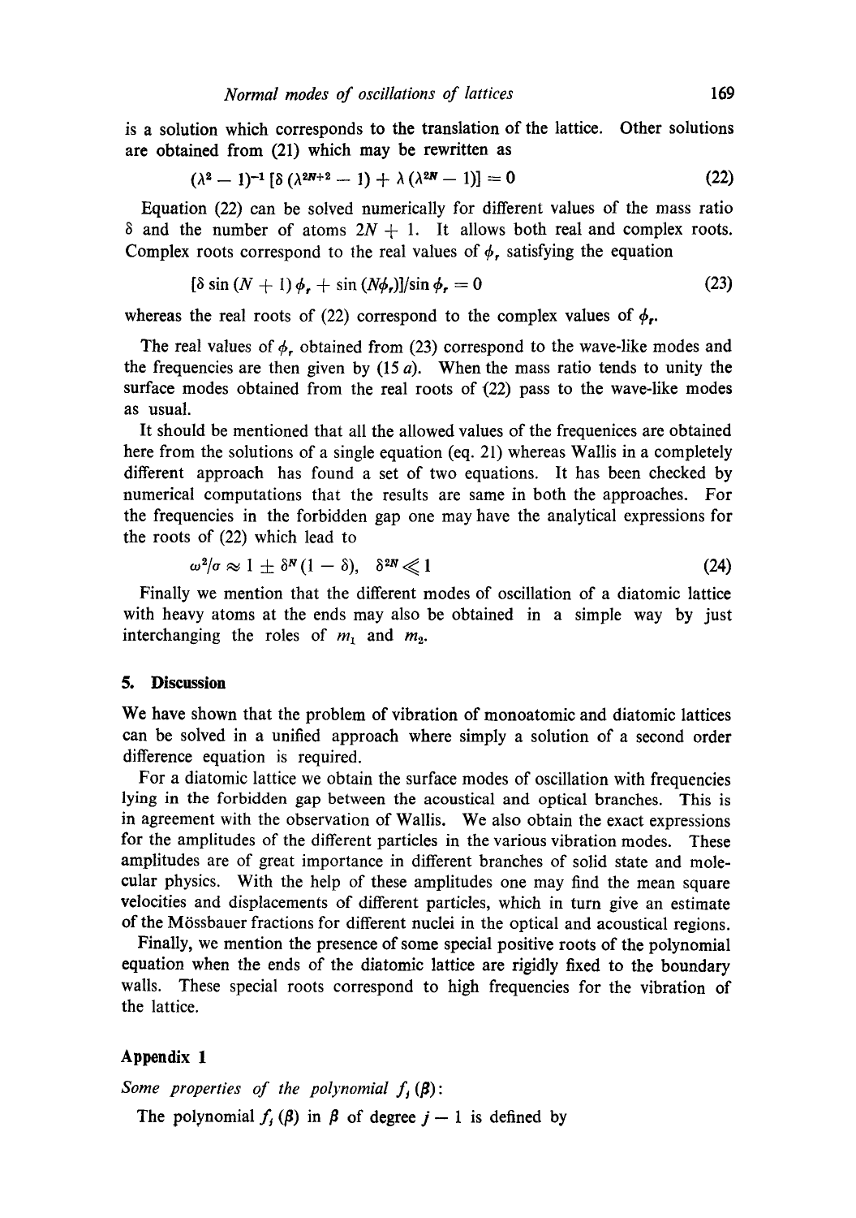is a solution which corresponds to the translation of the lattice. Other solutions are obtained from (21) which may be rewritten as

$$(\lambda^2 - 1)^{-1} [\delta (\lambda^{2N+2} - 1) + \lambda (\lambda^{2N} - 1)] = 0 \tag{22}$$

Equation (22) can be solved numerically for different values of the mass ratio $\delta$ and the number of atoms $2N + 1$. It allows both real and complex roots. Complex roots correspond to the real values of $\phi_r$ satisfying the equation

$$[\delta \sin (N + 1) \phi_r + \sin (N\phi_r)]/\sin \phi_r = 0 \tag{23}$$

whereas the real roots of (22) correspond to the complex values of $\phi_r$.

The real values of $\phi_r$ obtained from (23) correspond to the wave-like modes and the frequencies are then given by (15 *a*). When the mass ratio tends to unity the surface modes obtained from the real roots of (22) pass to the wave-like modes as usual.

It should be mentioned that all the allowed values of the frequenices are obtained here from the solutions of a single equation (eq. 21) whereas Wallis in a completely different approach has found a set of two equations. It has been checked by numerical computations that the results are same in both the approaches. For the frequencies in the forbidden gap one may have the analytical expressions for the roots of (22) which lead to

$$\omega^2/\sigma \approx 1 \pm \delta^N (1 - \delta), \quad \delta^{2N} \ll 1 \tag{24}$$

Finally we mention that the different modes of oscillation of a diatomic lattice with heavy atoms at the ends may also be obtained in a simple way by just interchanging the roles of $m_1$ and $m_2$.

## 5. Discussion

We have shown that the problem of vibration of monoatomic and diatomic lattices can be solved in a unified approach where simply a solution of a second order difference equation is required.

For a diatomic lattice we obtain the surface modes of oscillation with frequencies lying in the forbidden gap between the acoustical and optical branches. This is in agreement with the observation of Wallis. We also obtain the exact expressions for the amplitudes of the different particles in the various vibration modes. These amplitudes are of great importance in different branches of solid state and molecular physics. With the help of these amplitudes one may find the mean square velocities and displacements of different particles, which in turn give an estimate of the Mössbauer fractions for different nuclei in the optical and acoustical regions.

Finally, we mention the presence of some special positive roots of the polynomial equation when the ends of the diatomic lattice are rigidly fixed to the boundary walls. These special roots correspond to high frequencies for the vibration of the lattice.

## Appendix 1

*Some properties of the polynomial $f_j(\beta)$:*

The polynomial $f_j(\beta)$ in $\beta$ of degree $j - 1$ is defined by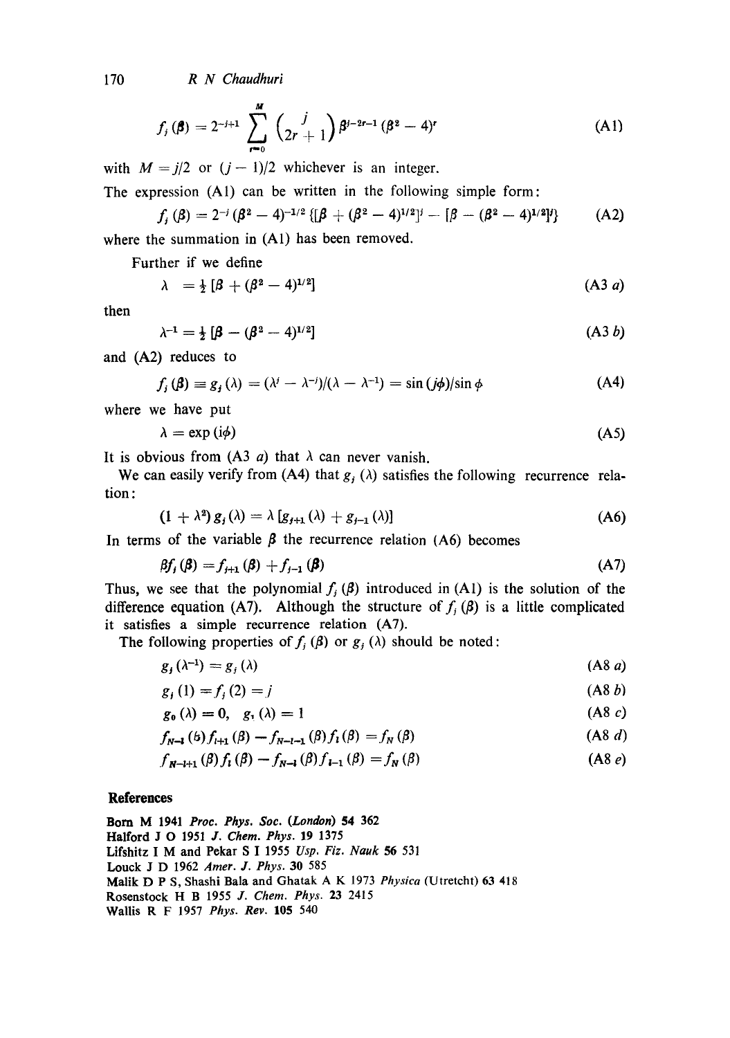$$f_j(\beta) = 2^{-j+1} \sum_{r=0}^{M} \binom{j}{2r+1} \beta^{j-2r-1} (\beta^2 - 4)^r \tag{A1}$$

with $M = j/2$ or $(j-1)/2$ whichever is an integer.

The expression (A1) can be written in the following simple form:

$$f_j(\beta) = 2^{-j} (\beta^2 - 4)^{-1/2} \{[\beta + (\beta^2 - 4)^{1/2}]^j - [\beta - (\beta^2 - 4)^{1/2}]^j\} \tag{A2}$$

where the summation in (A1) has been removed.

Further if we define

$$\lambda = \tfrac{1}{2} [\beta + (\beta^2 - 4)^{1/2}] \tag{A3 a}$$

then

$$\lambda^{-1} = \tfrac{1}{2} [\beta - (\beta^2 - 4)^{1/2}] \tag{A3 b}$$

and (A2) reduces to

$$f_j(\beta) \equiv g_j(\lambda) = (\lambda^j - \lambda^{-j})/(\lambda - \lambda^{-1}) = \sin(j\phi)/\sin\phi \tag{A4}$$

where we have put

$$\lambda = \exp(i\phi) \tag{A5}$$

It is obvious from (A3 *a*) that $\lambda$ can never vanish.

We can easily verify from (A4) that $g_j(\lambda)$ satisfies the following recurrence relation:

$$(1 + \lambda^2) g_j(\lambda) = \lambda [g_{j+1}(\lambda) + g_{j-1}(\lambda)] \tag{A6}$$

In terms of the variable $\beta$ the recurrence relation (A6) becomes

$$\beta f_j(\beta) = f_{j+1}(\beta) + f_{j-1}(\beta) \tag{A7}$$

Thus, we see that the polynomial $f_j(\beta)$ introduced in (A1) is the solution of the difference equation (A7). Although the structure of $f_j(\beta)$ is a little complicated it satisfies a simple recurrence relation (A7).

The following properties of $f_j(\beta)$ or $g_j(\lambda)$ should be noted:

$$g_j(\lambda^{-1}) = g_j(\lambda) \tag{A8 a}$$

$$g_j(1) = f_j(2) = j \tag{A8 b}$$

$$g_0(\lambda) = 0, \quad g_1(\lambda) = 1 \tag{A8 c}$$

$$f_{N-l}(\beta) f_{l+1}(\beta) - f_{N-l-1}(\beta) f_l(\beta) = f_N(\beta) \tag{A8 d}$$

$$f_{N-l+1}(\beta) f_l(\beta) - f_{N-l}(\beta) f_{l-1}(\beta) = f_N(\beta) \tag{A8 e}$$

## References

Born M 1941 *Proc. Phys. Soc. (London)* **54** 362

Halford J O 1951 *J. Chem. Phys.* **19** 1375

Lifshitz I M and Pekar S I 1955 *Usp. Fiz. Nauk* **56** 531

Louck J D 1962 *Amer. J. Phys.* **30** 585

Malik D P S, Shashi Bala and Ghatak A K 1973 *Physica* (Utretcht) **63** 418

Rosenstock H B 1955 *J. Chem. Phys.* **23** 2415

Wallis R F 1957 *Phys. Rev.* **105** 540